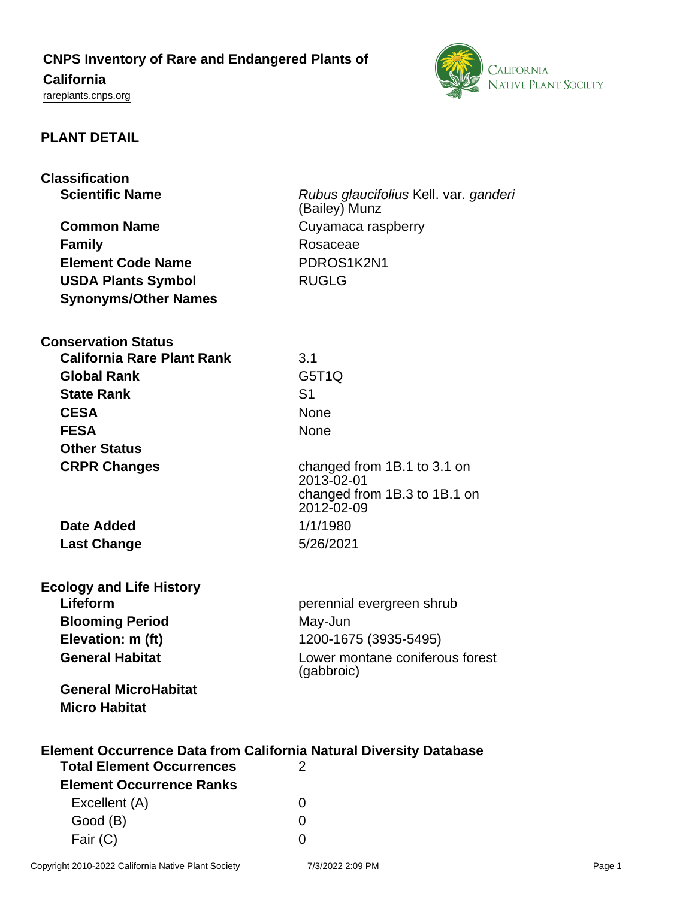# CNPS Inventory of Rare and Endangered Plants of California

rareplants.cnps.org

## PLANT DETAIL

### Classification

| | |
|---|---|
| **Scientific Name** | *Rubus glaucifolius* Kell. var. *ganderi* (Bailey) Munz |
| **Common Name** | Cuyamaca raspberry |
| **Family** | Rosaceae |
| **Element Code Name** | PDROS1K2N1 |
| **USDA Plants Symbol** | RUGLG |
| **Synonyms/Other Names** | |

### Conservation Status

| | |
|---|---|
| **California Rare Plant Rank** | 3.1 |
| **Global Rank** | G5T1Q |
| **State Rank** | S1 |
| **CESA** | None |
| **FESA** | None |
| **Other Status** | |
| **CRPR Changes** | changed from 1B.1 to 3.1 on 2013-02-01<br>changed from 1B.3 to 1B.1 on 2012-02-09 |
| **Date Added** | 1/1/1980 |
| **Last Change** | 5/26/2021 |

### Ecology and Life History

| | |
|---|---|
| **Lifeform** | perennial evergreen shrub |
| **Blooming Period** | May-Jun |
| **Elevation: m (ft)** | 1200-1675 (3935-5495) |
| **General Habitat** | Lower montane coniferous forest (gabbroic) |
| **General MicroHabitat** | |
| **Micro Habitat** | |

### Element Occurrence Data from California Natural Diversity Database

| | |
|---|---|
| **Total Element Occurrences** | 2 |
| **Element Occurrence Ranks** | |
| Excellent (A) | 0 |
| Good (B) | 0 |
| Fair (C) | 0 |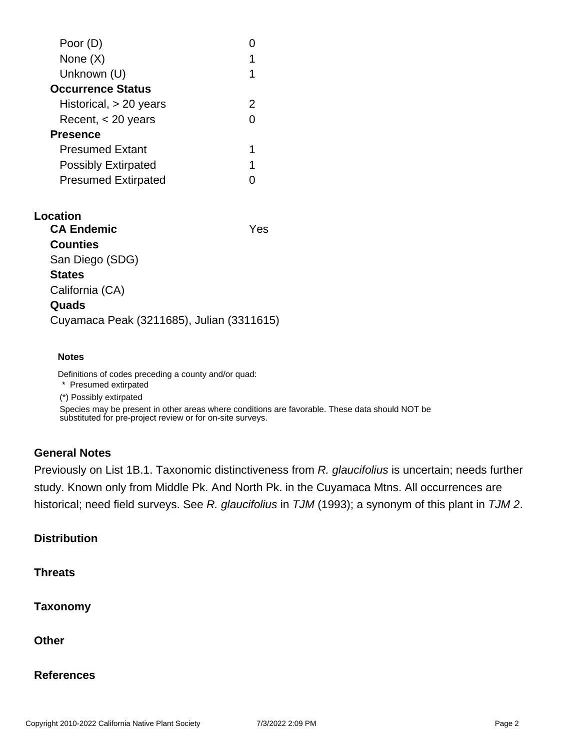| | |
|---|---|
| Poor (D) | 0 |
| None (X) | 1 |
| Unknown (U) | 1 |
| **Occurrence Status** | |
| Historical, > 20 years | 2 |
| Recent, < 20 years | 0 |
| **Presence** | |
| Presumed Extant | 1 |
| Possibly Extirpated | 1 |
| Presumed Extirpated | 0 |

## Location

**CA Endemic** Yes

**Counties**

San Diego (SDG)

**States**

California (CA)

**Quads**

Cuyamaca Peak (3211685), Julian (3311615)

**Notes**

Definitions of codes preceding a county and/or quad:

* Presumed extirpated

(*) Possibly extirpated

Species may be present in other areas where conditions are favorable. These data should NOT be substituted for pre-project review or for on-site surveys.

## General Notes

Previously on List 1B.1. Taxonomic distinctiveness from *R. glaucifolius* is uncertain; needs further study. Known only from Middle Pk. And North Pk. in the Cuyamaca Mtns. All occurrences are historical; need field surveys. See *R. glaucifolius* in *TJM* (1993); a synonym of this plant in *TJM 2*.

## Distribution

## Threats

## Taxonomy

## Other

## References